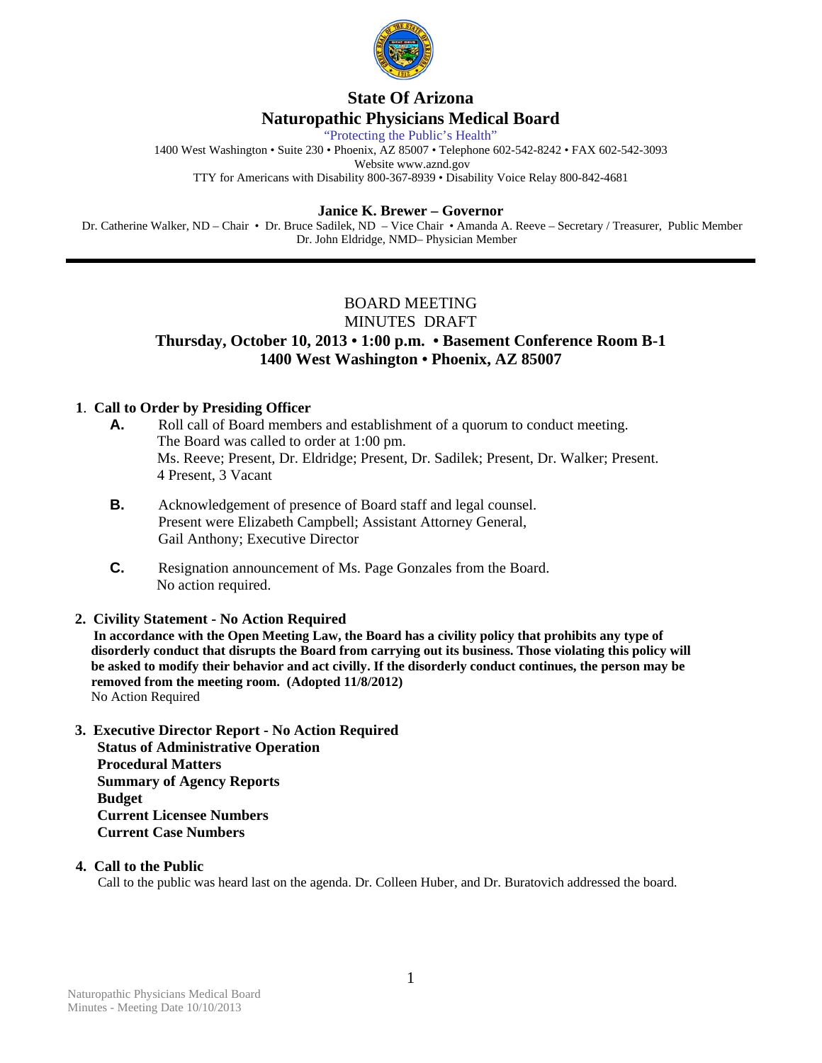# State Of Arizona
# Naturopathic Physicians Medical Board

"Protecting the Public's Health"

1400 West Washington • Suite 230 • Phoenix, AZ 85007 • Telephone 602-542-8242 • FAX 602-542-3093
Website www.aznd.gov
TTY for Americans with Disability 800-367-8939 • Disability Voice Relay 800-842-4681

**Janice K. Brewer – Governor**

Dr. Catherine Walker, ND – Chair • Dr. Bruce Sadilek, ND – Vice Chair • Amanda A. Reeve – Secretary / Treasurer, Public Member
Dr. John Eldridge, NMD– Physician Member

---

BOARD MEETING
MINUTES DRAFT

**Thursday, October 10, 2013 • 1:00 p.m. • Basement Conference Room B-1**
**1400 West Washington • Phoenix, AZ 85007**

**1. Call to Order by Presiding Officer**

**A.** Roll call of Board members and establishment of a quorum to conduct meeting.
The Board was called to order at 1:00 pm.
Ms. Reeve; Present, Dr. Eldridge; Present, Dr. Sadilek; Present, Dr. Walker; Present.
4 Present, 3 Vacant

**B.** Acknowledgement of presence of Board staff and legal counsel.
Present were Elizabeth Campbell; Assistant Attorney General,
Gail Anthony; Executive Director

**C.** Resignation announcement of Ms. Page Gonzales from the Board.
No action required.

**2. Civility Statement - No Action Required**

**In accordance with the Open Meeting Law, the Board has a civility policy that prohibits any type of disorderly conduct that disrupts the Board from carrying out its business. Those violating this policy will be asked to modify their behavior and act civilly. If the disorderly conduct continues, the person may be removed from the meeting room. (Adopted 11/8/2012)**
No Action Required

**3. Executive Director Report - No Action Required**
**Status of Administrative Operation**
**Procedural Matters**
**Summary of Agency Reports**
**Budget**
**Current Licensee Numbers**
**Current Case Numbers**

**4. Call to the Public**
Call to the public was heard last on the agenda. Dr. Colleen Huber, and Dr. Buratovich addressed the board.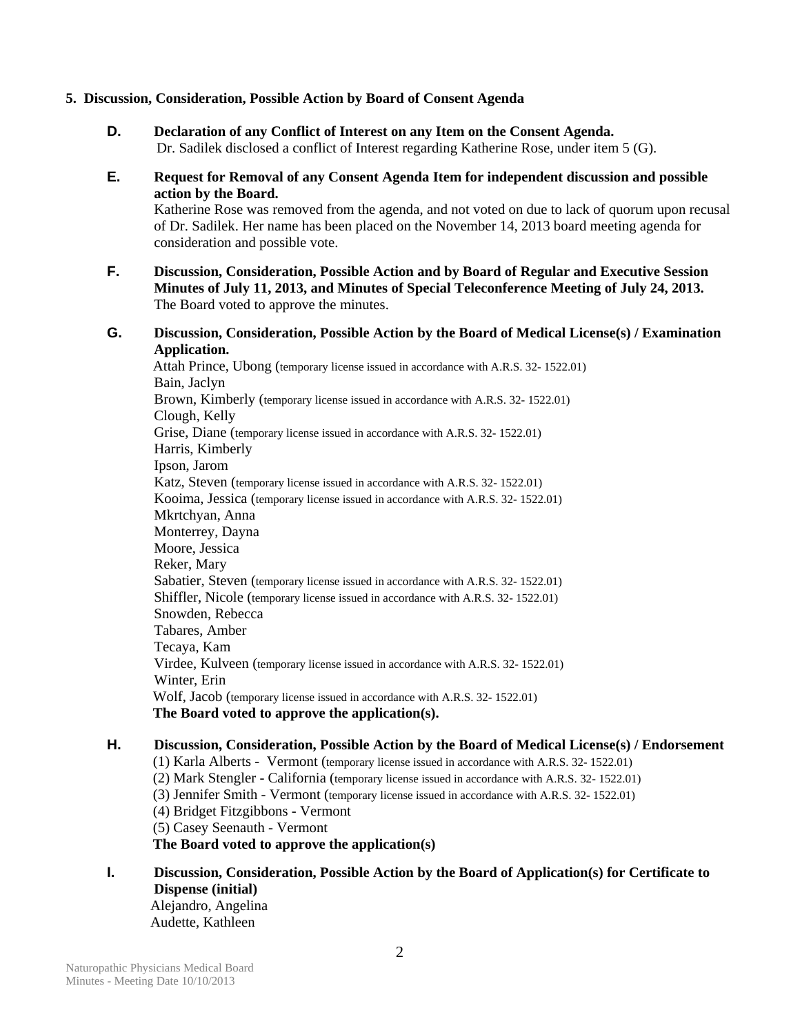**5. Discussion, Consideration, Possible Action by Board of Consent Agenda**

**D. Declaration of any Conflict of Interest on any Item on the Consent Agenda.**
Dr. Sadilek disclosed a conflict of Interest regarding Katherine Rose, under item 5 (G).

**E. Request for Removal of any Consent Agenda Item for independent discussion and possible action by the Board.**
Katherine Rose was removed from the agenda, and not voted on due to lack of quorum upon recusal of Dr. Sadilek. Her name has been placed on the November 14, 2013 board meeting agenda for consideration and possible vote.

**F. Discussion, Consideration, Possible Action and by Board of Regular and Executive Session Minutes of July 11, 2013, and Minutes of Special Teleconference Meeting of July 24, 2013.**
The Board voted to approve the minutes.

**G. Discussion, Consideration, Possible Action by the Board of Medical License(s) / Examination Application.**

Attah Prince, Ubong (temporary license issued in accordance with A.R.S. 32- 1522.01)
Bain, Jaclyn
Brown, Kimberly (temporary license issued in accordance with A.R.S. 32- 1522.01)
Clough, Kelly
Grise, Diane (temporary license issued in accordance with A.R.S. 32- 1522.01)
Harris, Kimberly
Ipson, Jarom
Katz, Steven (temporary license issued in accordance with A.R.S. 32- 1522.01)
Kooima, Jessica (temporary license issued in accordance with A.R.S. 32- 1522.01)
Mkrtchyan, Anna
Monterrey, Dayna
Moore, Jessica
Reker, Mary
Sabatier, Steven (temporary license issued in accordance with A.R.S. 32- 1522.01)
Shiffler, Nicole (temporary license issued in accordance with A.R.S. 32- 1522.01)
Snowden, Rebecca
Tabares, Amber
Tecaya, Kam
Virdee, Kulveen (temporary license issued in accordance with A.R.S. 32- 1522.01)
Winter, Erin
Wolf, Jacob (temporary license issued in accordance with A.R.S. 32- 1522.01)

**The Board voted to approve the application(s).**

**H. Discussion, Consideration, Possible Action by the Board of Medical License(s) / Endorsement**

(1) Karla Alberts - Vermont (temporary license issued in accordance with A.R.S. 32- 1522.01)
(2) Mark Stengler - California (temporary license issued in accordance with A.R.S. 32- 1522.01)
(3) Jennifer Smith - Vermont (temporary license issued in accordance with A.R.S. 32- 1522.01)
(4) Bridget Fitzgibbons - Vermont
(5) Casey Seenauth - Vermont

**The Board voted to approve the application(s)**

**I. Discussion, Consideration, Possible Action by the Board of Application(s) for Certificate to Dispense (initial)**

Alejandro, Angelina
Audette, Kathleen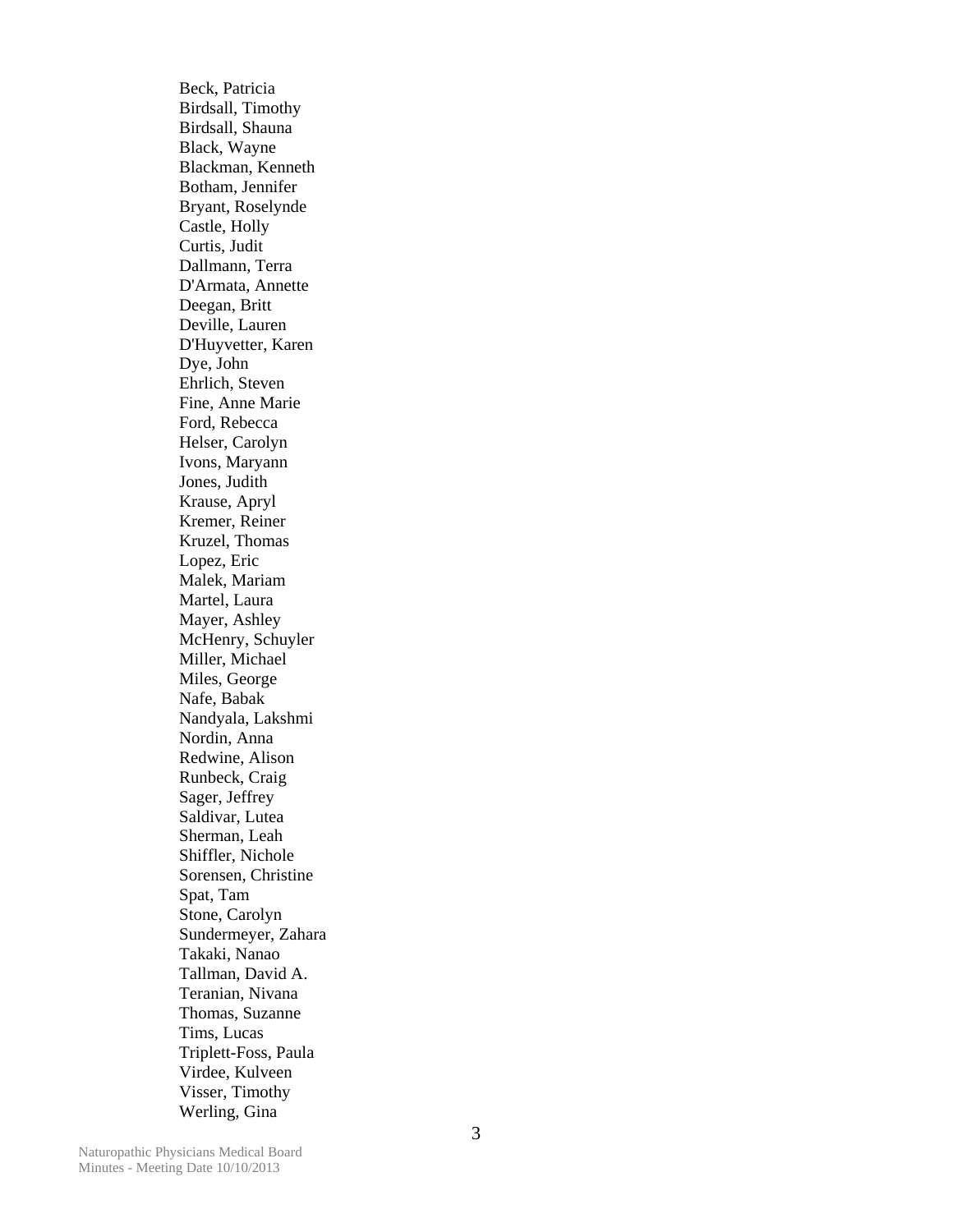Beck, Patricia
Birdsall, Timothy
Birdsall, Shauna
Black, Wayne
Blackman, Kenneth
Botham, Jennifer
Bryant, Roselynde
Castle, Holly
Curtis, Judit
Dallmann, Terra
D'Armata, Annette
Deegan, Britt
Deville, Lauren
D'Huyvetter, Karen
Dye, John
Ehrlich, Steven
Fine, Anne Marie
Ford, Rebecca
Helser, Carolyn
Ivons, Maryann
Jones, Judith
Krause, Apryl
Kremer, Reiner
Kruzel, Thomas
Lopez, Eric
Malek, Mariam
Martel, Laura
Mayer, Ashley
McHenry, Schuyler
Miller, Michael
Miles, George
Nafe, Babak
Nandyala, Lakshmi
Nordin, Anna
Redwine, Alison
Runbeck, Craig
Sager, Jeffrey
Saldivar, Lutea
Sherman, Leah
Shiffler, Nichole
Sorensen, Christine
Spat, Tam
Stone, Carolyn
Sundermeyer, Zahara
Takaki, Nanao
Tallman, David A.
Teranian, Nivana
Thomas, Suzanne
Tims, Lucas
Triplett-Foss, Paula
Virdee, Kulveen
Visser, Timothy
Werling, Gina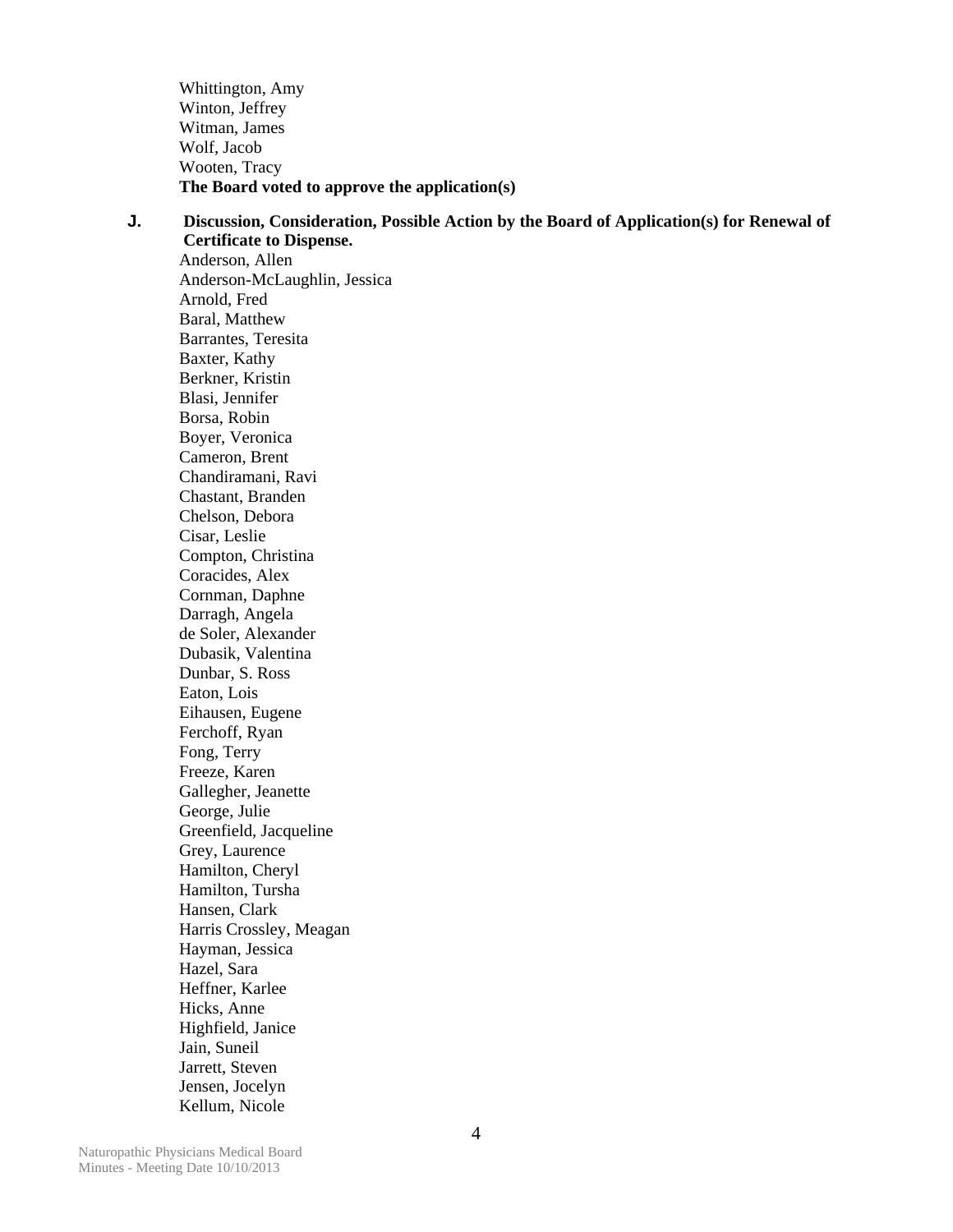Whittington, Amy
Winton, Jeffrey
Witman, James
Wolf, Jacob
Wooten, Tracy
**The Board voted to approve the application(s)**

**J. Discussion, Consideration, Possible Action by the Board of Application(s) for Renewal of Certificate to Dispense.**

Anderson, Allen
Anderson-McLaughlin, Jessica
Arnold, Fred
Baral, Matthew
Barrantes, Teresita
Baxter, Kathy
Berkner, Kristin
Blasi, Jennifer
Borsa, Robin
Boyer, Veronica
Cameron, Brent
Chandiramani, Ravi
Chastant, Branden
Chelson, Debora
Cisar, Leslie
Compton, Christina
Coracides, Alex
Cornman, Daphne
Darragh, Angela
de Soler, Alexander
Dubasik, Valentina
Dunbar, S. Ross
Eaton, Lois
Eihausen, Eugene
Ferchoff, Ryan
Fong, Terry
Freeze, Karen
Gallegher, Jeanette
George, Julie
Greenfield, Jacqueline
Grey, Laurence
Hamilton, Cheryl
Hamilton, Tursha
Hansen, Clark
Harris Crossley, Meagan
Hayman, Jessica
Hazel, Sara
Heffner, Karlee
Hicks, Anne
Highfield, Janice
Jain, Suneil
Jarrett, Steven
Jensen, Jocelyn
Kellum, Nicole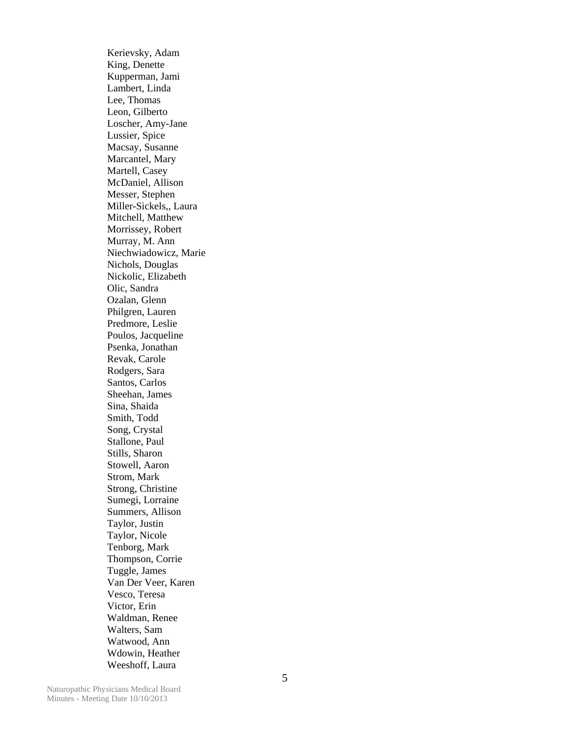Kerievsky, Adam
King, Denette
Kupperman, Jami
Lambert, Linda
Lee, Thomas
Leon, Gilberto
Loscher, Amy-Jane
Lussier, Spice
Macsay, Susanne
Marcantel, Mary
Martell, Casey
McDaniel, Allison
Messer, Stephen
Miller-Sickels,, Laura
Mitchell, Matthew
Morrissey, Robert
Murray, M. Ann
Niechwiadowicz, Marie
Nichols, Douglas
Nickolic, Elizabeth
Olic, Sandra
Ozalan, Glenn
Philgren, Lauren
Predmore, Leslie
Poulos, Jacqueline
Psenka, Jonathan
Revak, Carole
Rodgers, Sara
Santos, Carlos
Sheehan, James
Sina, Shaida
Smith, Todd
Song, Crystal
Stallone, Paul
Stills, Sharon
Stowell, Aaron
Strom, Mark
Strong, Christine
Sumegi, Lorraine
Summers, Allison
Taylor, Justin
Taylor, Nicole
Tenborg, Mark
Thompson, Corrie
Tuggle, James
Van Der Veer, Karen
Vesco, Teresa
Victor, Erin
Waldman, Renee
Walters, Sam
Watwood, Ann
Wdowin, Heather
Weeshoff, Laura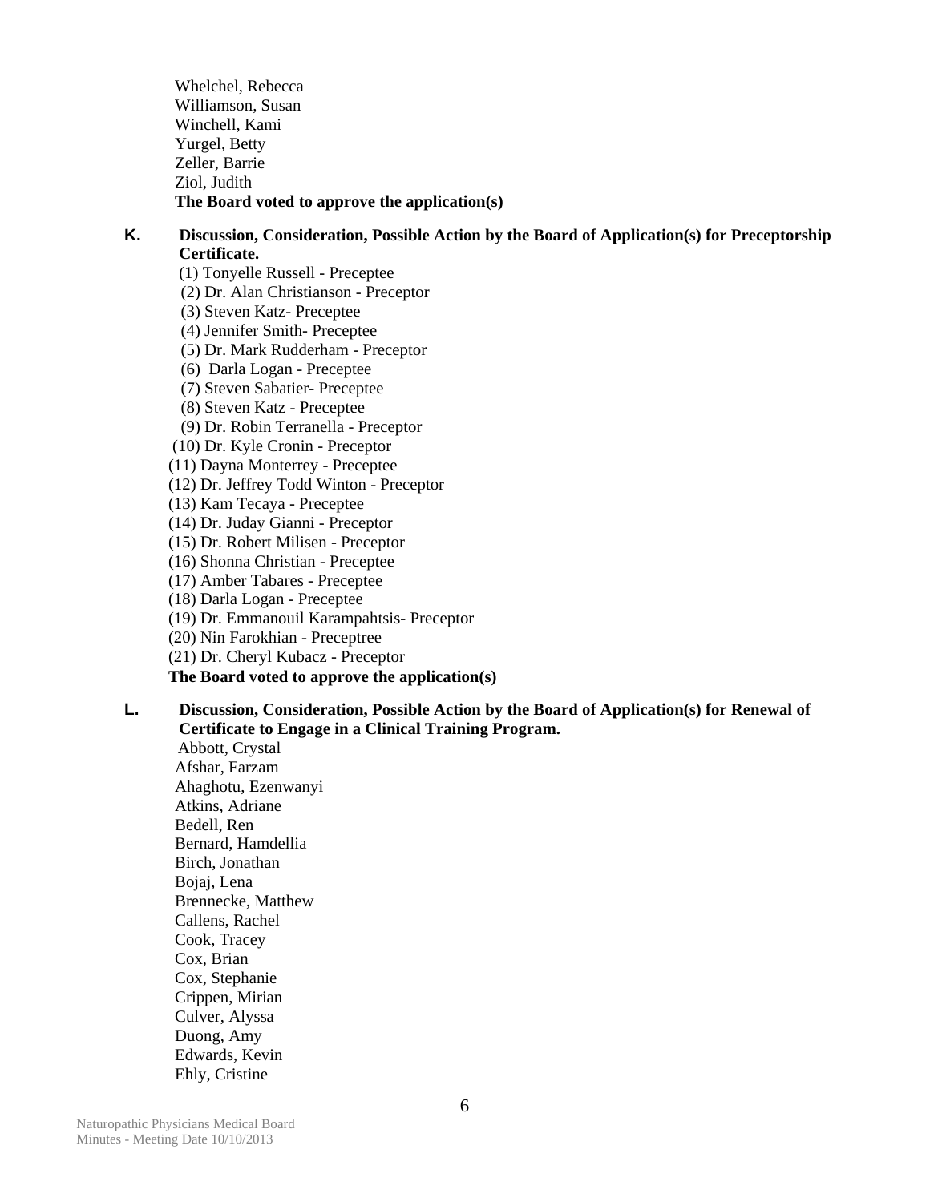Whelchel, Rebecca
Williamson, Susan
Winchell, Kami
Yurgel, Betty
Zeller, Barrie
Ziol, Judith

**The Board voted to approve the application(s)**

**K. Discussion, Consideration, Possible Action by the Board of Application(s) for Preceptorship Certificate.**

(1) Tonyelle Russell - Preceptee
(2) Dr. Alan Christianson - Preceptor
(3) Steven Katz- Preceptee
(4) Jennifer Smith- Preceptee
(5) Dr. Mark Rudderham - Preceptor
(6) Darla Logan - Preceptee
(7) Steven Sabatier- Preceptee
(8) Steven Katz - Preceptee
(9) Dr. Robin Terranella - Preceptor
(10) Dr. Kyle Cronin - Preceptor
(11) Dayna Monterrey - Preceptee
(12) Dr. Jeffrey Todd Winton - Preceptor
(13) Kam Tecaya - Preceptee
(14) Dr. Juday Gianni - Preceptor
(15) Dr. Robert Milisen - Preceptor
(16) Shonna Christian - Preceptee
(17) Amber Tabares - Preceptee
(18) Darla Logan - Preceptee
(19) Dr. Emmanouil Karampahtsis- Preceptor
(20) Nin Farokhian - Preceptree
(21) Dr. Cheryl Kubacz - Preceptor

**The Board voted to approve the application(s)**

**L. Discussion, Consideration, Possible Action by the Board of Application(s) for Renewal of Certificate to Engage in a Clinical Training Program.**

Abbott, Crystal
Afshar, Farzam
Ahaghotu, Ezenwanyi
Atkins, Adriane
Bedell, Ren
Bernard, Hamdellia
Birch, Jonathan
Bojaj, Lena
Brennecke, Matthew
Callens, Rachel
Cook, Tracey
Cox, Brian
Cox, Stephanie
Crippen, Mirian
Culver, Alyssa
Duong, Amy
Edwards, Kevin
Ehly, Cristine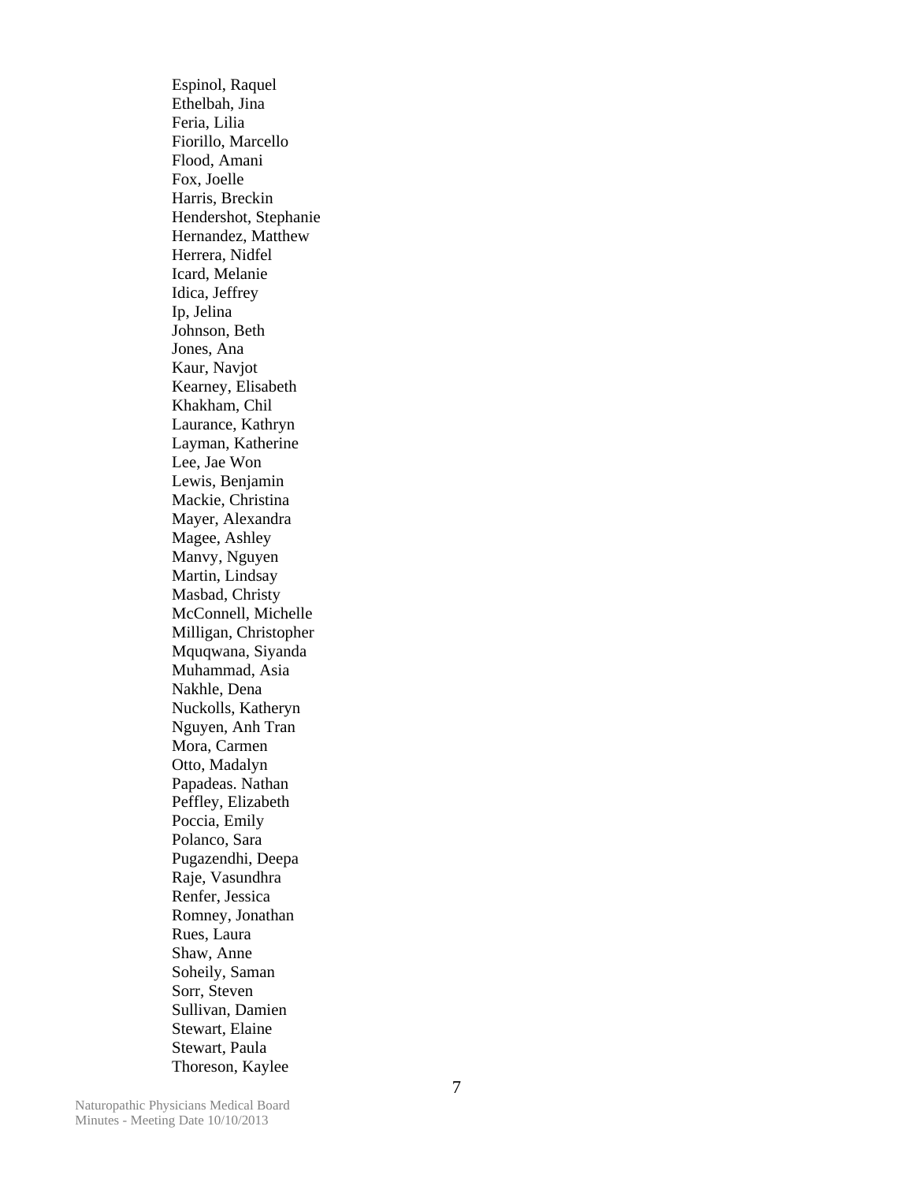Espinol, Raquel
Ethelbah, Jina
Feria, Lilia
Fiorillo, Marcello
Flood, Amani
Fox, Joelle
Harris, Breckin
Hendershot, Stephanie
Hernandez, Matthew
Herrera, Nidfel
Icard, Melanie
Idica, Jeffrey
Ip, Jelina
Johnson, Beth
Jones, Ana
Kaur, Navjot
Kearney, Elisabeth
Khakham, Chil
Laurance, Kathryn
Layman, Katherine
Lee, Jae Won
Lewis, Benjamin
Mackie, Christina
Mayer, Alexandra
Magee, Ashley
Manvy, Nguyen
Martin, Lindsay
Masbad, Christy
McConnell, Michelle
Milligan, Christopher
Mquqwana, Siyanda
Muhammad, Asia
Nakhle, Dena
Nuckolls, Katheryn
Nguyen, Anh Tran
Mora, Carmen
Otto, Madalyn
Papadeas. Nathan
Peffley, Elizabeth
Poccia, Emily
Polanco, Sara
Pugazendhi, Deepa
Raje, Vasundhra
Renfer, Jessica
Romney, Jonathan
Rues, Laura
Shaw, Anne
Soheily, Saman
Sorr, Steven
Sullivan, Damien
Stewart, Elaine
Stewart, Paula
Thoreson, Kaylee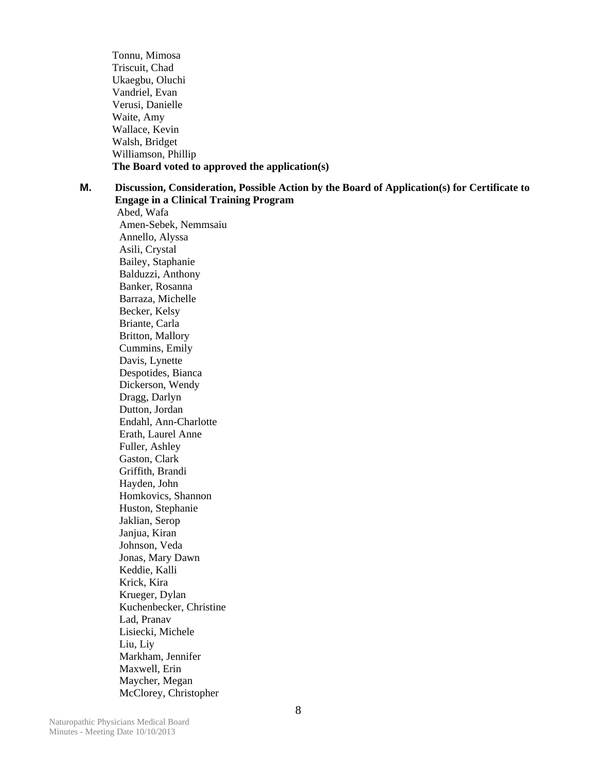Tonnu, Mimosa
Triscuit, Chad
Ukaegbu, Oluchi
Vandriel, Evan
Verusi, Danielle
Waite, Amy
Wallace, Kevin
Walsh, Bridget
Williamson, Phillip
**The Board voted to approved the application(s)**

**M. Discussion, Consideration, Possible Action by the Board of Application(s) for Certificate to Engage in a Clinical Training Program**

Abed, Wafa
Amen-Sebek, Nemmsaiu
Annello, Alyssa
Asili, Crystal
Bailey, Staphanie
Balduzzi, Anthony
Banker, Rosanna
Barraza, Michelle
Becker, Kelsy
Briante, Carla
Britton, Mallory
Cummins, Emily
Davis, Lynette
Despotides, Bianca
Dickerson, Wendy
Dragg, Darlyn
Dutton, Jordan
Endahl, Ann-Charlotte
Erath, Laurel Anne
Fuller, Ashley
Gaston, Clark
Griffith, Brandi
Hayden, John
Homkovics, Shannon
Huston, Stephanie
Jaklian, Serop
Janjua, Kiran
Johnson, Veda
Jonas, Mary Dawn
Keddie, Kalli
Krick, Kira
Krueger, Dylan
Kuchenbecker, Christine
Lad, Pranav
Lisiecki, Michele
Liu, Liy
Markham, Jennifer
Maxwell, Erin
Maycher, Megan
McClorey, Christopher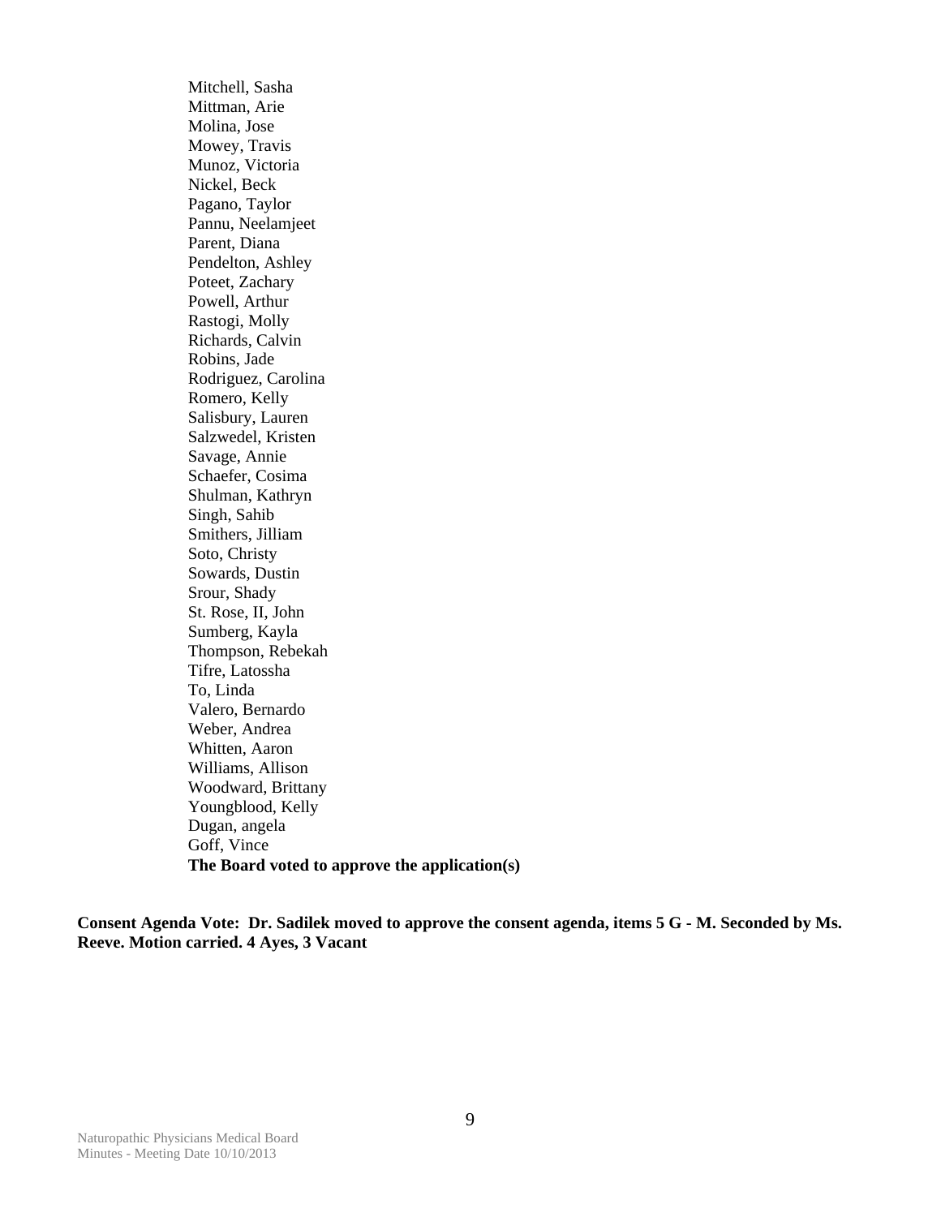Mitchell, Sasha
Mittman, Arie
Molina, Jose
Mowey, Travis
Munoz, Victoria
Nickel, Beck
Pagano, Taylor
Pannu, Neelamjeet
Parent, Diana
Pendelton, Ashley
Poteet, Zachary
Powell, Arthur
Rastogi, Molly
Richards, Calvin
Robins, Jade
Rodriguez, Carolina
Romero, Kelly
Salisbury, Lauren
Salzwedel, Kristen
Savage, Annie
Schaefer, Cosima
Shulman, Kathryn
Singh, Sahib
Smithers, Jilliam
Soto, Christy
Sowards, Dustin
Srour, Shady
St. Rose, II, John
Sumberg, Kayla
Thompson, Rebekah
Tifre, Latossha
To, Linda
Valero, Bernardo
Weber, Andrea
Whitten, Aaron
Williams, Allison
Woodward, Brittany
Youngblood, Kelly
Dugan, angela
Goff, Vince

**The Board voted to approve the application(s)**

**Consent Agenda Vote: Dr. Sadilek moved to approve the consent agenda, items 5 G - M. Seconded by Ms. Reeve. Motion carried. 4 Ayes, 3 Vacant**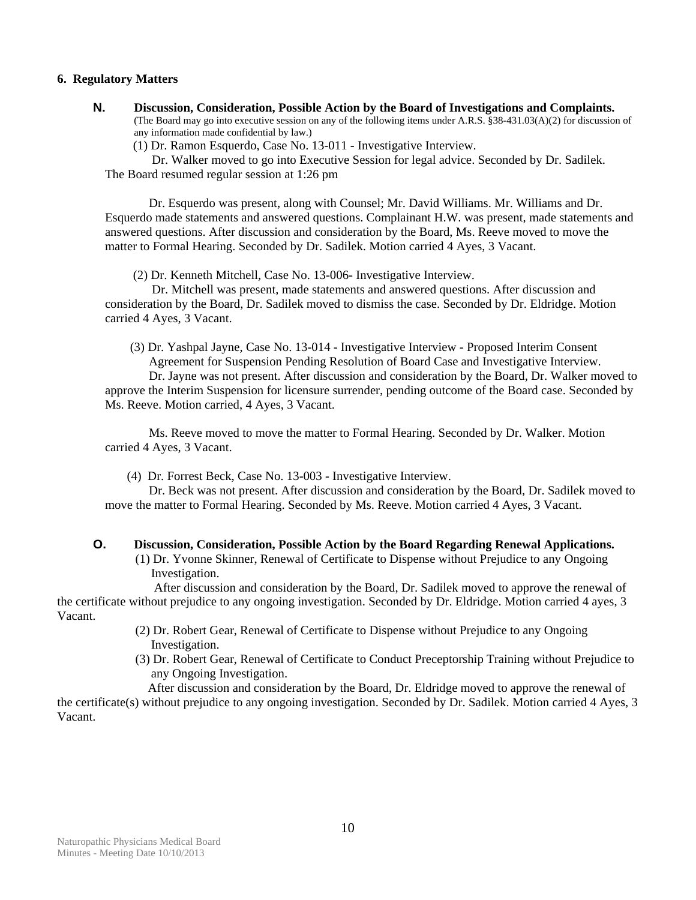**6. Regulatory Matters**

**N. Discussion, Consideration, Possible Action by the Board of Investigations and Complaints.**
(The Board may go into executive session on any of the following items under A.R.S. §38-431.03(A)(2) for discussion of any information made confidential by law.)

(1) Dr. Ramon Esquerdo, Case No. 13-011 - Investigative Interview.

Dr. Walker moved to go into Executive Session for legal advice. Seconded by Dr. Sadilek. The Board resumed regular session at 1:26 pm

Dr. Esquerdo was present, along with Counsel; Mr. David Williams. Mr. Williams and Dr. Esquerdo made statements and answered questions. Complainant H.W. was present, made statements and answered questions. After discussion and consideration by the Board, Ms. Reeve moved to move the matter to Formal Hearing. Seconded by Dr. Sadilek. Motion carried 4 Ayes, 3 Vacant.

(2) Dr. Kenneth Mitchell, Case No. 13-006- Investigative Interview.

Dr. Mitchell was present, made statements and answered questions. After discussion and consideration by the Board, Dr. Sadilek moved to dismiss the case. Seconded by Dr. Eldridge. Motion carried 4 Ayes, 3 Vacant.

(3) Dr. Yashpal Jayne, Case No. 13-014 - Investigative Interview - Proposed Interim Consent Agreement for Suspension Pending Resolution of Board Case and Investigative Interview.

Dr. Jayne was not present. After discussion and consideration by the Board, Dr. Walker moved to approve the Interim Suspension for licensure surrender, pending outcome of the Board case. Seconded by Ms. Reeve. Motion carried, 4 Ayes, 3 Vacant.

Ms. Reeve moved to move the matter to Formal Hearing. Seconded by Dr. Walker. Motion carried 4 Ayes, 3 Vacant.

(4) Dr. Forrest Beck, Case No. 13-003 - Investigative Interview.

Dr. Beck was not present. After discussion and consideration by the Board, Dr. Sadilek moved to move the matter to Formal Hearing. Seconded by Ms. Reeve. Motion carried 4 Ayes, 3 Vacant.

**O. Discussion, Consideration, Possible Action by the Board Regarding Renewal Applications.**

(1) Dr. Yvonne Skinner, Renewal of Certificate to Dispense without Prejudice to any Ongoing Investigation.

After discussion and consideration by the Board, Dr. Sadilek moved to approve the renewal of the certificate without prejudice to any ongoing investigation. Seconded by Dr. Eldridge. Motion carried 4 ayes, 3 Vacant.

(2) Dr. Robert Gear, Renewal of Certificate to Dispense without Prejudice to any Ongoing Investigation.

(3) Dr. Robert Gear, Renewal of Certificate to Conduct Preceptorship Training without Prejudice to any Ongoing Investigation.

After discussion and consideration by the Board, Dr. Eldridge moved to approve the renewal of the certificate(s) without prejudice to any ongoing investigation. Seconded by Dr. Sadilek. Motion carried 4 Ayes, 3 Vacant.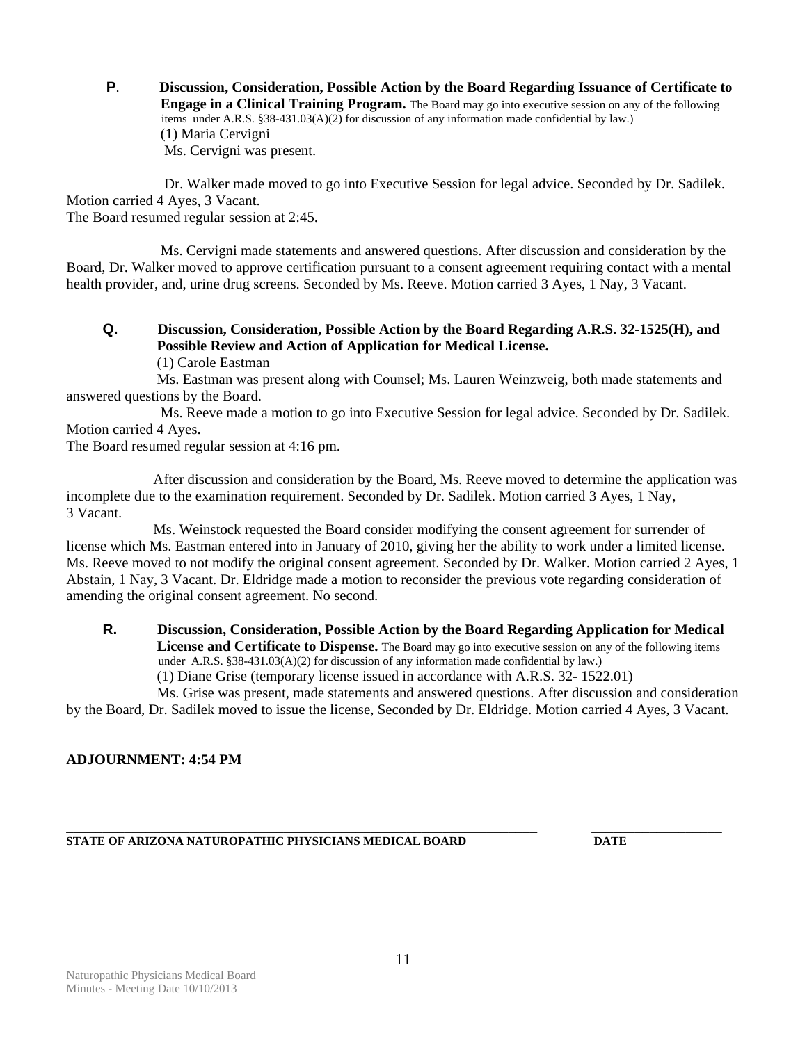**P. Discussion, Consideration, Possible Action by the Board Regarding Issuance of Certificate to Engage in a Clinical Training Program.** The Board may go into executive session on any of the following items under A.R.S. §38-431.03(A)(2) for discussion of any information made confidential by law.)

(1) Maria Cervigni

Ms. Cervigni was present.

Dr. Walker made moved to go into Executive Session for legal advice. Seconded by Dr. Sadilek. Motion carried 4 Ayes, 3 Vacant.

The Board resumed regular session at 2:45.

Ms. Cervigni made statements and answered questions. After discussion and consideration by the Board, Dr. Walker moved to approve certification pursuant to a consent agreement requiring contact with a mental health provider, and, urine drug screens. Seconded by Ms. Reeve. Motion carried 3 Ayes, 1 Nay, 3 Vacant.

**Q. Discussion, Consideration, Possible Action by the Board Regarding A.R.S. 32-1525(H), and Possible Review and Action of Application for Medical License.**

(1) Carole Eastman

Ms. Eastman was present along with Counsel; Ms. Lauren Weinzweig, both made statements and answered questions by the Board.

Ms. Reeve made a motion to go into Executive Session for legal advice. Seconded by Dr. Sadilek. Motion carried 4 Ayes.

The Board resumed regular session at 4:16 pm.

After discussion and consideration by the Board, Ms. Reeve moved to determine the application was incomplete due to the examination requirement. Seconded by Dr. Sadilek. Motion carried 3 Ayes, 1 Nay, 3 Vacant.

Ms. Weinstock requested the Board consider modifying the consent agreement for surrender of license which Ms. Eastman entered into in January of 2010, giving her the ability to work under a limited license. Ms. Reeve moved to not modify the original consent agreement. Seconded by Dr. Walker. Motion carried 2 Ayes, 1 Abstain, 1 Nay, 3 Vacant. Dr. Eldridge made a motion to reconsider the previous vote regarding consideration of amending the original consent agreement. No second.

**R. Discussion, Consideration, Possible Action by the Board Regarding Application for Medical License and Certificate to Dispense.** The Board may go into executive session on any of the following items under A.R.S. §38-431.03(A)(2) for discussion of any information made confidential by law.)

(1) Diane Grise (temporary license issued in accordance with A.R.S. 32- 1522.01)

Ms. Grise was present, made statements and answered questions. After discussion and consideration by the Board, Dr. Sadilek moved to issue the license, Seconded by Dr. Eldridge. Motion carried 4 Ayes, 3 Vacant.

**ADJOURNMENT: 4:54 PM**

________________________________________________ ____________________

**STATE OF ARIZONA NATUROPATHIC PHYSICIANS MEDICAL BOARD** **DATE**